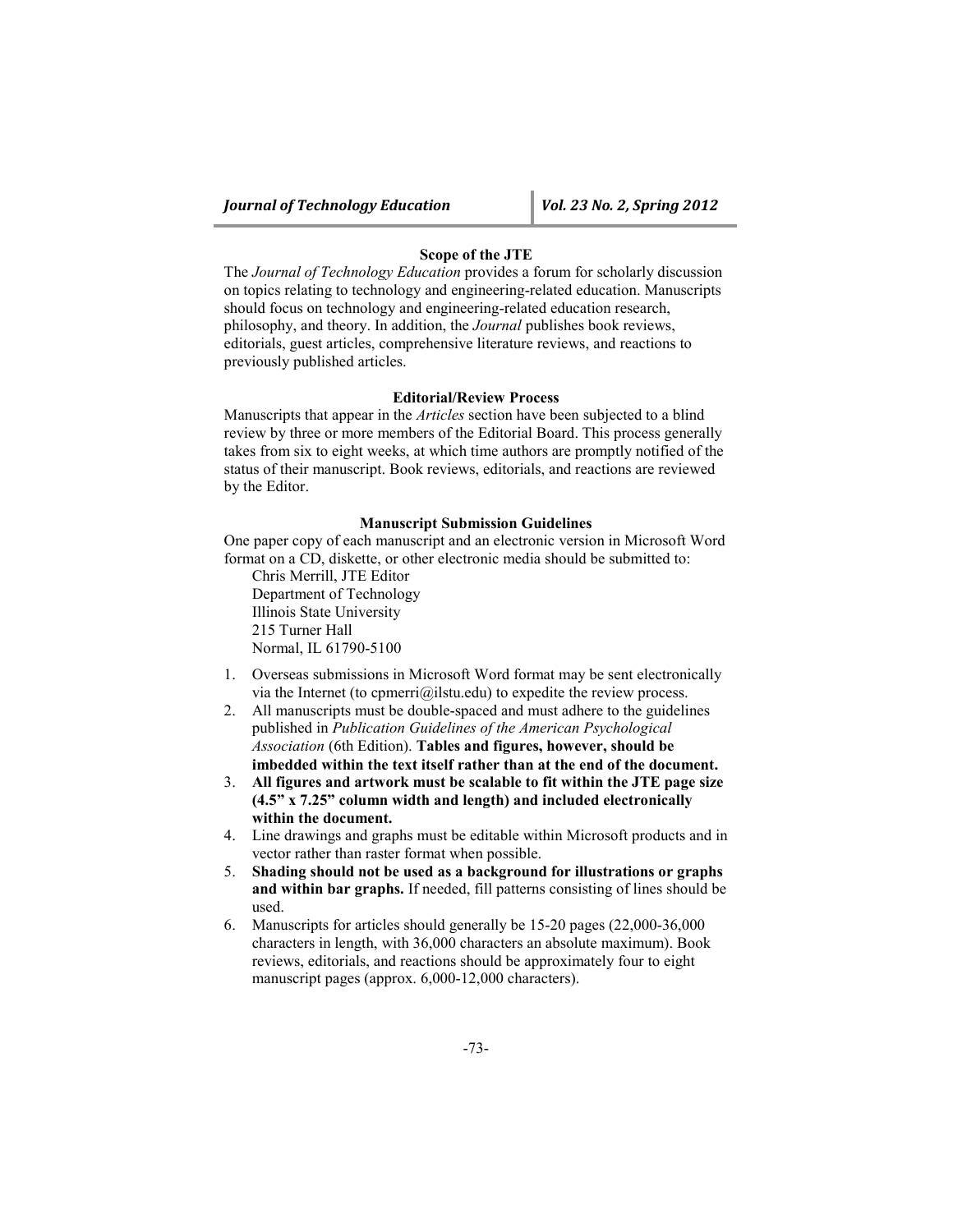### Scope of the JTE

The *Journal of Technology Education* provides a forum for scholarly discussion on topics relating to technology and engineering-related education. Manuscripts should focus on technology and engineering-related education research, philosophy, and theory. In addition, the *Journal* publishes book reviews, editorials, guest articles, comprehensive literature reviews, and reactions to previously published articles.

### Editorial/Review Process

Manuscripts that appear in the *Articles* section have been subjected to a blind review by three or more members of the Editorial Board. This process generally takes from six to eight weeks, at which time authors are promptly notified of the status of their manuscript. Book reviews, editorials, and reactions are reviewed by the Editor.

### Manuscript Submission Guidelines

One paper copy of each manuscript and an electronic version in Microsoft Word format on a CD, diskette, or other electronic media should be submitted to:

Chris Merrill, JTE Editor
Department of Technology
Illinois State University
215 Turner Hall
Normal, IL 61790-5100

1. Overseas submissions in Microsoft Word format may be sent electronically via the Internet (to cpmerri@ilstu.edu) to expedite the review process.
2. All manuscripts must be double-spaced and must adhere to the guidelines published in *Publication Guidelines of the American Psychological Association* (6th Edition). **Tables and figures, however, should be imbedded within the text itself rather than at the end of the document.**
3. **All figures and artwork must be scalable to fit within the JTE page size (4.5" x 7.25" column width and length) and included electronically within the document.**
4. Line drawings and graphs must be editable within Microsoft products and in vector rather than raster format when possible.
5. **Shading should not be used as a background for illustrations or graphs and within bar graphs.** If needed, fill patterns consisting of lines should be used.
6. Manuscripts for articles should generally be 15-20 pages (22,000-36,000 characters in length, with 36,000 characters an absolute maximum). Book reviews, editorials, and reactions should be approximately four to eight manuscript pages (approx. 6,000-12,000 characters).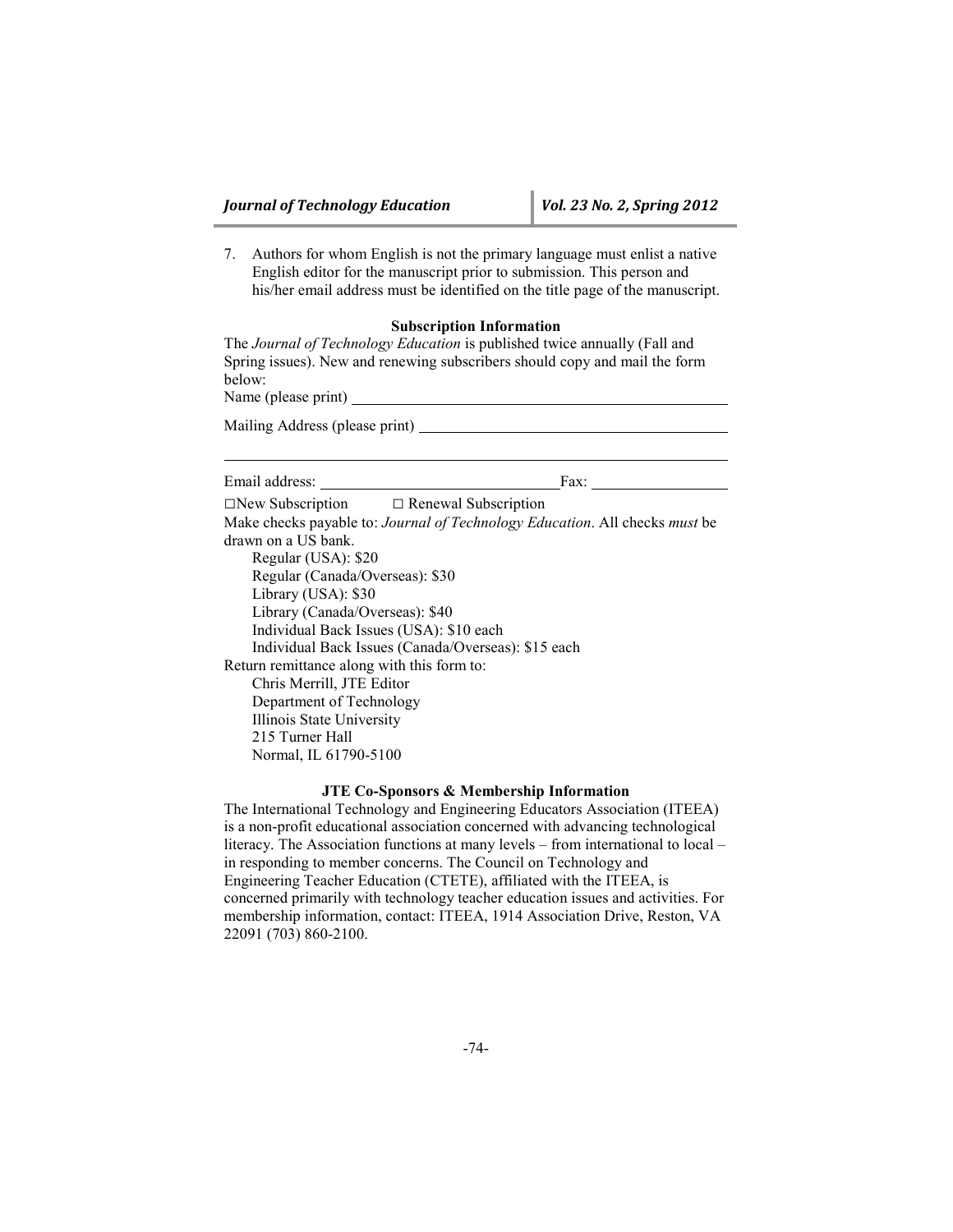7. Authors for whom English is not the primary language must enlist a native English editor for the manuscript prior to submission. This person and his/her email address must be identified on the title page of the manuscript.

### Subscription Information

The *Journal of Technology Education* is published twice annually (Fall and Spring issues). New and renewing subscribers should copy and mail the form below:

Name (please print) ____________________________________________

Mailing Address (please print) __________________________________

______________________________________________________________

Email address: ____________________________ Fax: ________________

□New Subscription    □ Renewal Subscription

Make checks payable to: *Journal of Technology Education*. All checks *must* be drawn on a US bank.

- Regular (USA): $20
- Regular (Canada/Overseas): $30
- Library (USA): $30
- Library (Canada/Overseas): $40
- Individual Back Issues (USA): $10 each
- Individual Back Issues (Canada/Overseas): $15 each

Return remittance along with this form to:

Chris Merrill, JTE Editor
Department of Technology
Illinois State University
215 Turner Hall
Normal, IL 61790-5100

### JTE Co-Sponsors & Membership Information

The International Technology and Engineering Educators Association (ITEEA) is a non-profit educational association concerned with advancing technological literacy. The Association functions at many levels – from international to local – in responding to member concerns. The Council on Technology and Engineering Teacher Education (CTETE), affiliated with the ITEEA, is concerned primarily with technology teacher education issues and activities. For membership information, contact: ITEEA, 1914 Association Drive, Reston, VA 22091 (703) 860-2100.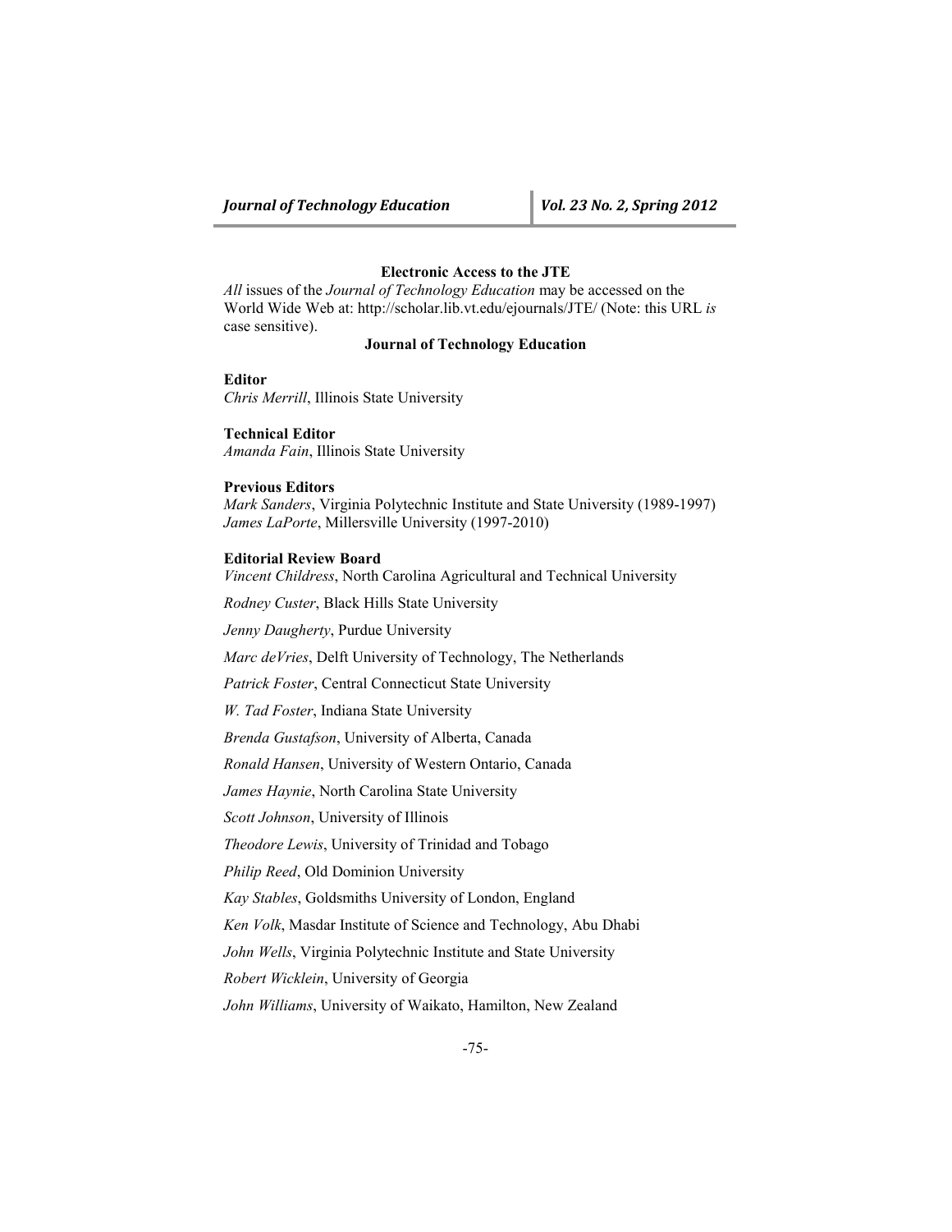## Electronic Access to the JTE

*All* issues of the *Journal of Technology Education* may be accessed on the World Wide Web at: http://scholar.lib.vt.edu/ejournals/JTE/ (Note: this URL *is* case sensitive).

## Journal of Technology Education

**Editor**
*Chris Merrill*, Illinois State University

**Technical Editor**
*Amanda Fain*, Illinois State University

**Previous Editors**
*Mark Sanders*, Virginia Polytechnic Institute and State University (1989-1997)
*James LaPorte*, Millersville University (1997-2010)

**Editorial Review Board**

*Vincent Childress*, North Carolina Agricultural and Technical University

*Rodney Custer*, Black Hills State University

*Jenny Daugherty*, Purdue University

*Marc deVries*, Delft University of Technology, The Netherlands

*Patrick Foster*, Central Connecticut State University

*W. Tad Foster*, Indiana State University

*Brenda Gustafson*, University of Alberta, Canada

*Ronald Hansen*, University of Western Ontario, Canada

*James Haynie*, North Carolina State University

*Scott Johnson*, University of Illinois

*Theodore Lewis*, University of Trinidad and Tobago

*Philip Reed*, Old Dominion University

*Kay Stables*, Goldsmiths University of London, England

*Ken Volk*, Masdar Institute of Science and Technology, Abu Dhabi

*John Wells*, Virginia Polytechnic Institute and State University

*Robert Wicklein*, University of Georgia

*John Williams*, University of Waikato, Hamilton, New Zealand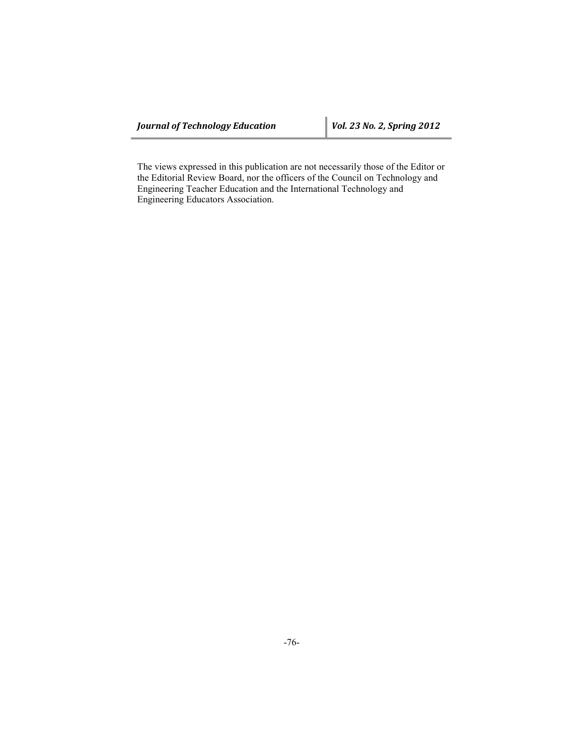The views expressed in this publication are not necessarily those of the Editor or the Editorial Review Board, nor the officers of the Council on Technology and Engineering Teacher Education and the International Technology and Engineering Educators Association.